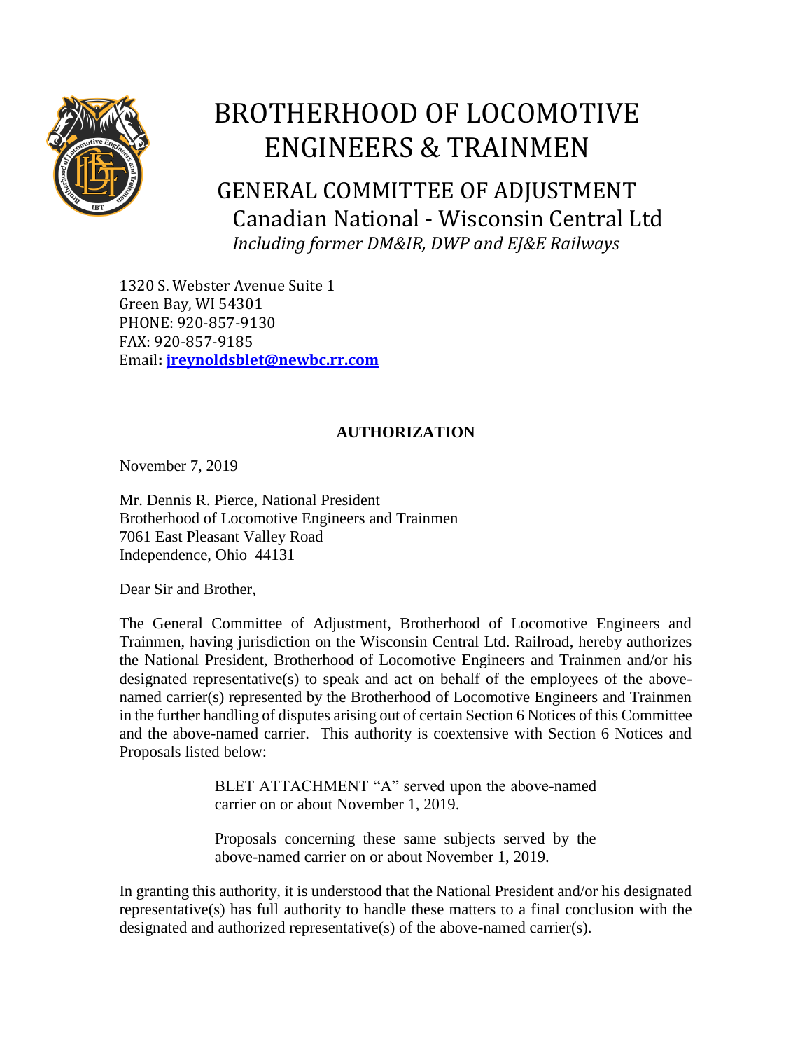# BROTHERHOOD OF LOCOMOTIVE ENGINEERS & TRAINMEN

## GENERAL COMMITTEE OF ADJUSTMENT
### Canadian National - Wisconsin Central Ltd
*Including former DM&IR, DWP and EJ&E Railways*

1320 S. Webster Avenue Suite 1
Green Bay, WI 54301
PHONE: 920-857-9130
FAX: 920-857-9185
Email: **jreynoldsblet@newbc.rr.com**

**AUTHORIZATION**

November 7, 2019

Mr. Dennis R. Pierce, National President
Brotherhood of Locomotive Engineers and Trainmen
7061 East Pleasant Valley Road
Independence, Ohio 44131

Dear Sir and Brother,

The General Committee of Adjustment, Brotherhood of Locomotive Engineers and Trainmen, having jurisdiction on the Wisconsin Central Ltd. Railroad, hereby authorizes the National President, Brotherhood of Locomotive Engineers and Trainmen and/or his designated representative(s) to speak and act on behalf of the employees of the above-named carrier(s) represented by the Brotherhood of Locomotive Engineers and Trainmen in the further handling of disputes arising out of certain Section 6 Notices of this Committee and the above-named carrier. This authority is coextensive with Section 6 Notices and Proposals listed below:

> BLET ATTACHMENT "A" served upon the above-named carrier on or about November 1, 2019.
>
> Proposals concerning these same subjects served by the above-named carrier on or about November 1, 2019.

In granting this authority, it is understood that the National President and/or his designated representative(s) has full authority to handle these matters to a final conclusion with the designated and authorized representative(s) of the above-named carrier(s).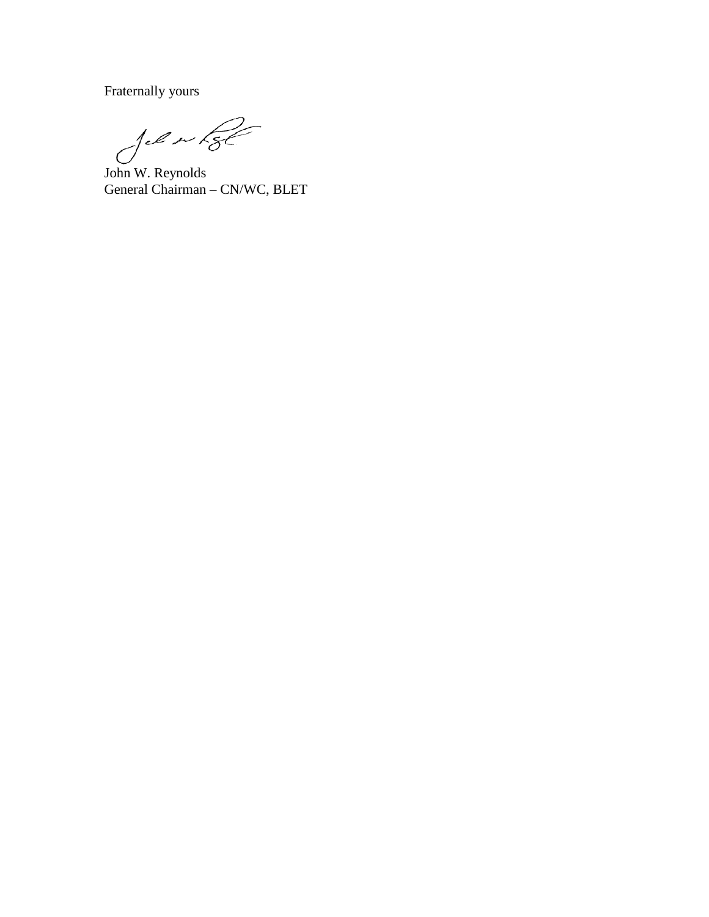Fraternally yours

John W. Reynolds
General Chairman – CN/WC, BLET